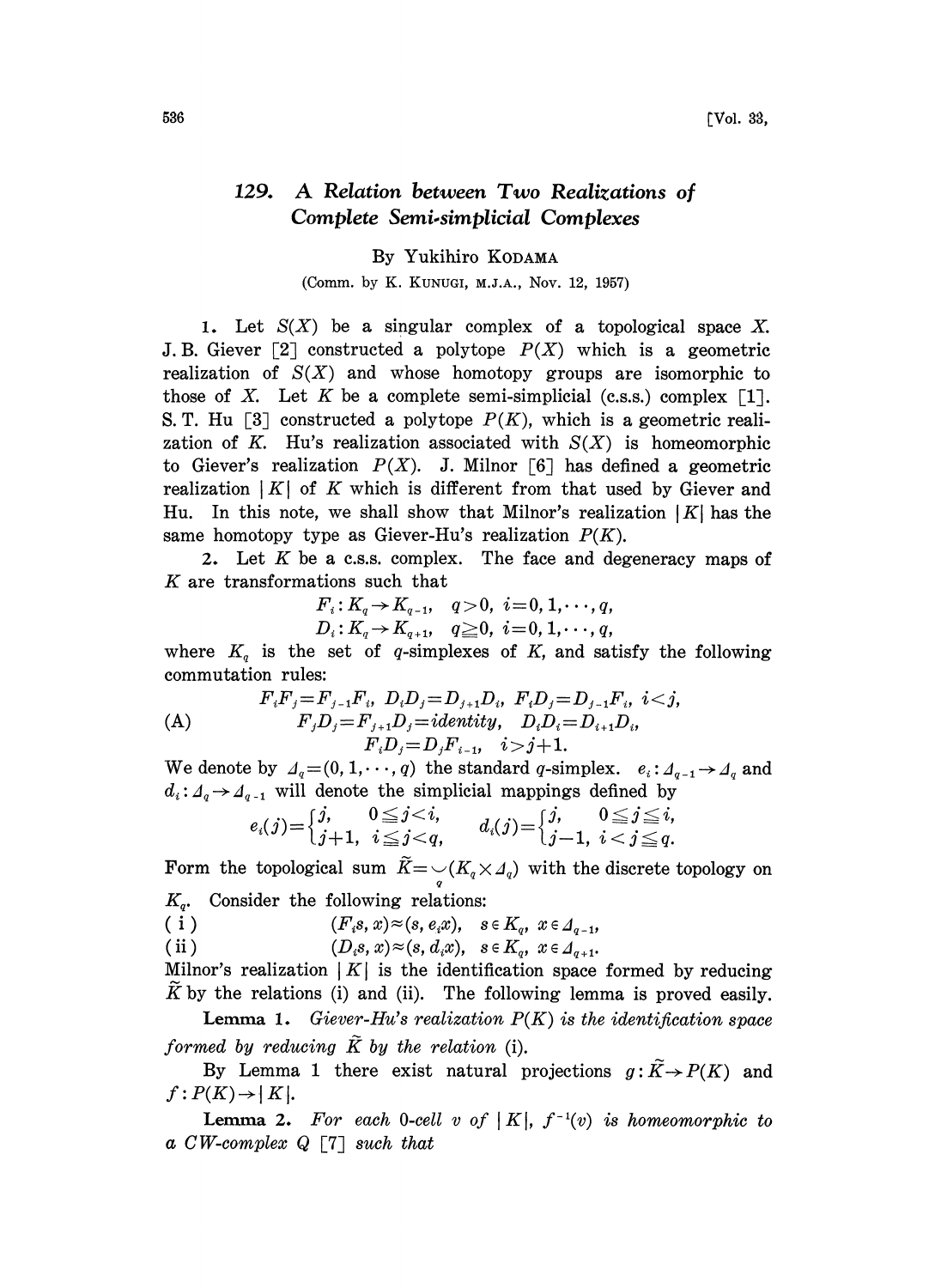# 129. A Relation between Two Realizations of Complete Semi-simplicial Complexes

By Yukihiro KODAMA

(Comm. by K. KUNUGI, M.J.A., Nov. 12, 1957)

1. Let $S(X)$ be a singular complex of a topological space $X$. J. B. Giever [2] constructed a polytope $P(X)$ which is a geometric realization of $S(X)$ and whose homotopy groups are isomorphic to those of $X$. Let $K$ be a complete semi-simplicial (c.s.s.) complex [1]. S. T. Hu [3] constructed a polytope $P(K)$, which is a geometric realization of $K$. Hu's realization associated with $S(X)$ is homeomorphic to Giever's realization $P(X)$. J. Milnor [6] has defined a geometric realization $|K|$ of $K$ which is different from that used by Giever and Hu. In this note, we shall show that Milnor's realization $|K|$ has the same homotopy type as Giever-Hu's realization $P(K)$.

2. Let $K$ be a c.s.s. complex. The face and degeneracy maps of $K$ are transformations such that

$$F_i : K_q \to K_{q-1}, \quad q>0, \ i=0,1,\cdots,q,$$
$$D_i : K_q \to K_{q+1}, \quad q\geqq 0, \ i=0,1,\cdots,q,$$

where $K_q$ is the set of $q$-simplexes of $K$, and satisfy the following commutation rules:

$$\text{(A)} \qquad \begin{gathered} F_iF_j=F_{j-1}F_i, \ D_iD_j=D_{j+1}D_i, \ F_iD_j=D_{j-1}F_i, \ i<j, \\ F_jD_j=F_{j+1}D_j=identity, \ D_iD_i=D_{i+1}D_i, \\ F_iD_j=D_jF_{i-1}, \quad i>j+1. \end{gathered}$$

We denote by $\Delta_q=(0,1,\cdots,q)$ the standard $q$-simplex. $e_i:\Delta_{q-1}\to\Delta_q$ and $d_i:\Delta_q\to\Delta_{q-1}$ will denote the simplicial mappings defined by

$$e_i(j)=\begin{cases} j, & 0\leqq j<i, \\ j+1, & i\leqq j<q, \end{cases} \qquad d_i(j)=\begin{cases} j, & 0\leqq j\leqq i, \\ j-1, & i<j\leqq q. \end{cases}$$

Form the topological sum $\widetilde{K}=\bigcup_q (K_q\times\Delta_q)$ with the discrete topology on $K_q$. Consider the following relations:

$$\text{(i)} \qquad (F_is, x)\approx(s, e_ix), \quad s\in K_q, \ x\in\Delta_{q-1},$$
$$\text{(ii)} \qquad (D_is, x)\approx(s, d_ix), \quad s\in K_q, \ x\in\Delta_{q+1}.$$

Milnor's realization $|K|$ is the identification space formed by reducing $\widetilde{K}$ by the relations (i) and (ii). The following lemma is proved easily.

**Lemma 1.** *Giever-Hu's realization $P(K)$ is the identification space formed by reducing $\widetilde{K}$ by the relation* (i).

By Lemma 1 there exist natural projections $g:\widetilde{K}\to P(K)$ and $f:P(K)\to|K|$.

**Lemma 2.** *For each 0-cell $v$ of $|K|$, $f^{-1}(v)$ is homeomorphic to a CW-complex $Q$ [7] such that*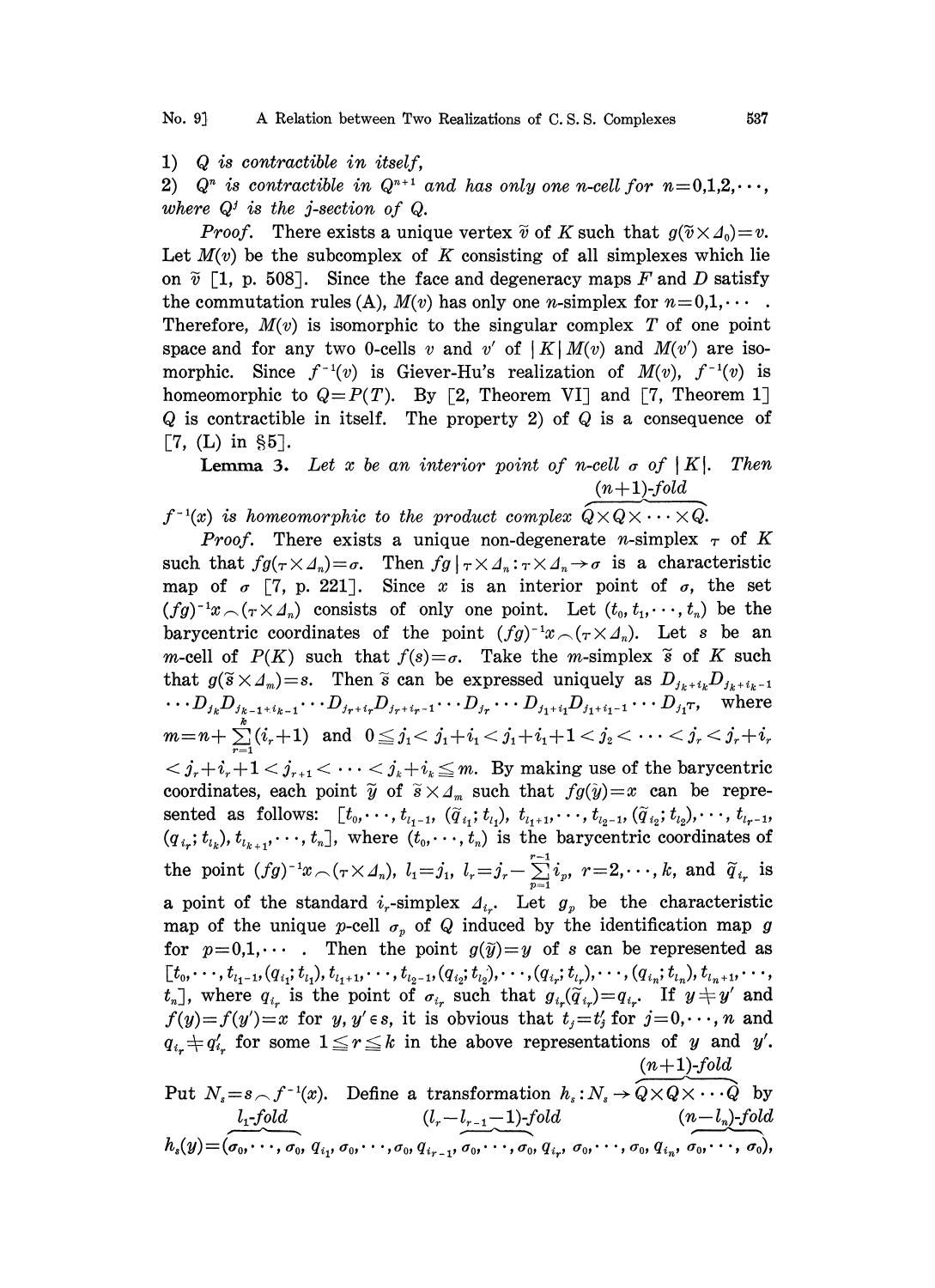1) $Q$ *is contractible in itself,*

2) $Q^n$ *is contractible in* $Q^{n+1}$ *and has only one* $n$*-cell for* $n=0,1,2,\cdots$, *where* $Q^j$ *is the* $j$*-section of* $Q$.

*Proof.* There exists a unique vertex $\tilde{v}$ of $K$ such that $g(\tilde{v}\times\Delta_0)=v$. Let $M(v)$ be the subcomplex of $K$ consisting of all simplexes which lie on $\tilde{v}$ [1, p. 508]. Since the face and degeneracy maps $F$ and $D$ satisfy the commutation rules (A), $M(v)$ has only one $n$-simplex for $n=0,1,\cdots$. Therefore, $M(v)$ is isomorphic to the singular complex $T$ of one point space and for any two 0-cells $v$ and $v'$ of $|K|$ $M(v)$ and $M(v')$ are isomorphic. Since $f^{-1}(v)$ is Giever-Hu's realization of $M(v)$, $f^{-1}(v)$ is homeomorphic to $Q=P(T)$. By [2, Theorem VI] and [7, Theorem 1] $Q$ is contractible in itself. The property 2) of $Q$ is a consequence of [7, (L) in §5].

**Lemma 3.** *Let* $x$ *be an interior point of* $n$*-cell* $\sigma$ *of* $|K|$. *Then* $f^{-1}(x)$ *is homeomorphic to the product complex* $\overbrace{Q\times Q\times\cdots\times Q}^{(n+1)\text{-fold}}$.

*Proof.* There exists a unique non-degenerate $n$-simplex $\tau$ of $K$ such that $fg(\tau\times\Delta_n)=\sigma$. Then $fg\,|\,\tau\times\Delta_n:\tau\times\Delta_n\to\sigma$ is a characteristic map of $\sigma$ [7, p. 221]. Since $x$ is an interior point of $\sigma$, the set $(fg)^{-1}x\frown(\tau\times\Delta_n)$ consists of only one point. Let $(t_0,t_1,\cdots,t_n)$ be the barycentric coordinates of the point $(fg)^{-1}x\frown(\tau\times\Delta_n)$. Let $s$ be an $m$-cell of $P(K)$ such that $f(s)=\sigma$. Take the $m$-simplex $\tilde{s}$ of $K$ such that $g(\tilde{s}\times\Delta_m)=s$. Then $\tilde{s}$ can be expressed uniquely as $D_{j_k+i_k}D_{j_k+i_k-1}\cdots D_{j_k}D_{j_{k-1}+i_{k-1}}\cdots D_{j_r+i_r}D_{j_r+i_r-1}\cdots D_{j_r}\cdots D_{j_1+i_1}D_{j_1+i_1-1}\cdots D_{j_1}\tau$, where $m=n+\sum_{r=1}^{k}(i_r+1)$ and $0\leqq j_1<j_1+i_1<j_1+i_1+1<j_2<\cdots<j_r<j_r+i_r<j_r+i_r+1<j_{r+1}<\cdots<j_k+i_k\leqq m$. By making use of the barycentric coordinates, each point $\tilde{y}$ of $\tilde{s}\times\Delta_m$ such that $fg(\tilde{y})=x$ can be represented as follows: $[t_0,\cdots,t_{l_1-1},(\tilde{q}_{i_1};t_{l_1}),t_{l_1+1},\cdots,t_{l_2-1},(\tilde{q}_{i_2};t_{l_2}),\cdots,t_{l_r-1},(q_{i_r};t_{l_k}),t_{l_k+1},\cdots,t_n]$, where $(t_0,\cdots,t_n)$ is the barycentric coordinates of the point $(fg)^{-1}x\frown(\tau\times\Delta_n)$, $l_1=j_1$, $l_r=j_r-\sum_{p=1}^{r-1}i_p$, $r=2,\cdots,k$, and $\tilde{q}_{i_r}$ is a point of the standard $i_r$-simplex $\Delta_{i_r}$. Let $g_p$ be the characteristic map of the unique $p$-cell $\sigma_p$ of $Q$ induced by the identification map $g$ for $p=0,1,\cdots$. Then the point $g(\tilde{y})=y$ of $s$ can be represented as $[t_0,\cdots,t_{l_1-1},(q_{i_1};t_{l_1}),t_{l_1+1},\cdots,t_{l_2-1},(q_{i_2};t_{l_2}),\cdots,(q_{i_r};t_{l_r}),\cdots,(q_{i_n};t_{l_n}),t_{l_n+1},\cdots,t_n]$, where $q_{i_r}$ is the point of $\sigma_{i_r}$ such that $g_{i_r}(\tilde{q}_{i_r})=q_{i_r}$. If $y\neq y'$ and $f(y)=f(y')=x$ for $y,y'\in s$, it is obvious that $t_j=t'_j$ for $j=0,\cdots,n$ and $q_{i_r}\neq q'_{i_r}$ for some $1\leqq r\leqq k$ in the above representations of $y$ and $y'$.

Put $N_s=s\frown f^{-1}(x)$. Define a transformation $h_s:N_s\to\overbrace{Q\times Q\times\cdots Q}^{(n+1)\text{-fold}}$ by

$$h_s(y)=(\overbrace{\sigma_0,\cdots,\sigma_0}^{l_1\text{-fold}},q_{i_1},\sigma_0,\cdots,\sigma_0,q_{i_{r-1}},\overbrace{\sigma_0,\cdots,\sigma_0}^{(l_r-l_{r-1}-1)\text{-fold}},q_{i_r},\sigma_0,\cdots,\sigma_0,q_{i_n},\overbrace{\sigma_0,\cdots,\sigma_0}^{(n-l_n)\text{-fold}}),$$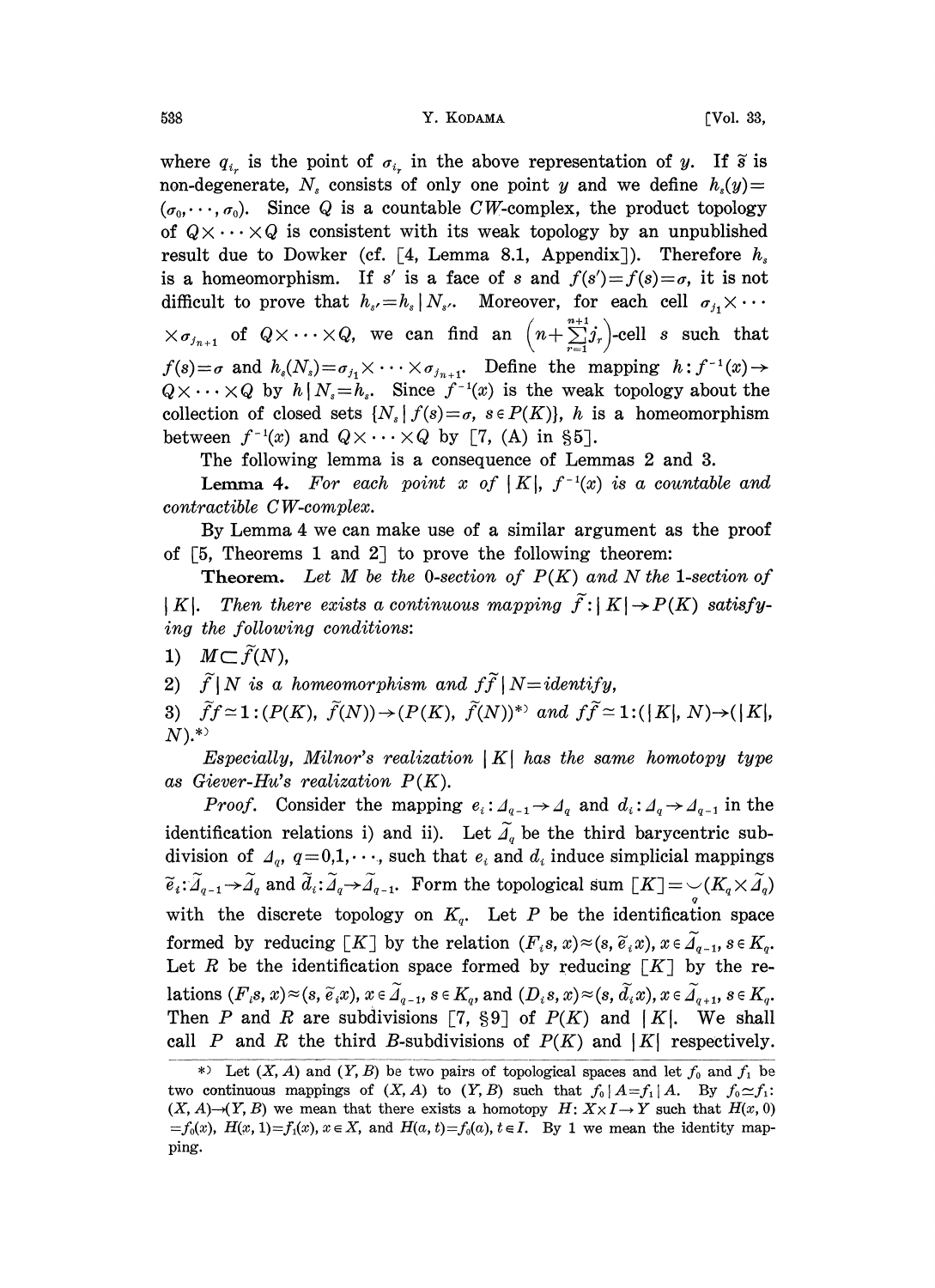where $q_{i_r}$ is the point of $\sigma_{i_r}$ in the above representation of $y$. If $\tilde{s}$ is non-degenerate, $N_s$ consists of only one point $y$ and we define $h_s(y)=(\sigma_0,\cdots,\sigma_0)$. Since $Q$ is a countable $CW$-complex, the product topology of $Q\times\cdots\times Q$ is consistent with its weak topology by an unpublished result due to Dowker (cf. [4, Lemma 8.1, Appendix]). Therefore $h_s$ is a homeomorphism. If $s'$ is a face of $s$ and $f(s')=f(s)=\sigma$, it is not difficult to prove that $h_{s'}=h_s|N_{s'}$. Moreover, for each cell $\sigma_{j_1}\times\cdots\times\sigma_{j_{n+1}}$ of $Q\times\cdots\times Q$, we can find an $\left(n+\sum_{r=1}^{n+1}j_r\right)$-cell $s$ such that $f(s)=\sigma$ and $h_s(N_s)=\sigma_{j_1}\times\cdots\times\sigma_{j_{n+1}}$. Define the mapping $h:f^{-1}(x)\to Q\times\cdots\times Q$ by $h|N_s=h_s$. Since $f^{-1}(x)$ is the weak topology about the collection of closed sets $\{N_s\,|\,f(s)=\sigma,\ s\in P(K)\}$, $h$ is a homeomorphism between $f^{-1}(x)$ and $Q\times\cdots\times Q$ by [7, (A) in §5].

The following lemma is a consequence of Lemmas 2 and 3.

**Lemma 4.** *For each point $x$ of $|K|$, $f^{-1}(x)$ is a countable and contractible CW-complex.*

By Lemma 4 we can make use of a similar argument as the proof of [5, Theorems 1 and 2] to prove the following theorem:

**Theorem.** *Let $M$ be the 0-section of $P(K)$ and $N$ the 1-section of $|K|$. Then there exists a continuous mapping $\tilde{f}:|K|\to P(K)$ satisfying the following conditions:*

1) $M\subset\tilde{f}(N)$,

2) *$\tilde{f}|N$ is a homeomorphism and $f\tilde{f}|N=$identify,*

3) $\tilde{f}f\simeq 1:(P(K),\ \tilde{f}(N))\to(P(K),\ \tilde{f}(N))$\*) *and* $f\tilde{f}\simeq 1:(|K|,\ N)\to(|K|,\ N)$.\*)

*Especially, Milnor's realization $|K|$ has the same homotopy type as Giever-Hu's realization $P(K)$.*

*Proof.* Consider the mapping $e_i:\Delta_{q-1}\to\Delta_q$ and $d_i:\Delta_q\to\Delta_{q-1}$ in the identification relations i) and ii). Let $\tilde{\Delta}_q$ be the third barycentric subdivision of $\Delta_q$, $q=0,1,\cdots$, such that $e_i$ and $d_i$ induce simplicial mappings $\tilde{e}_i:\tilde{\Delta}_{q-1}\to\tilde{\Delta}_q$ and $\tilde{d}_i:\tilde{\Delta}_q\to\tilde{\Delta}_{q-1}$. Form the topological sum $[K]=\bigcup_q(K_q\times\tilde{\Delta}_q)$ with the discrete topology on $K_q$. Let $P$ be the identification space formed by reducing $[K]$ by the relation $(F_is,x)\approx(s,\tilde{e}_ix)$, $x\in\tilde{\Delta}_{q-1}$, $s\in K_q$. Let $R$ be the identification space formed by reducing $[K]$ by the relations $(F_is,x)\approx(s,\tilde{e}_ix)$, $x\in\tilde{\Delta}_{q-1}$, $s\in K_q$, and $(D_is,x)\approx(s,\tilde{d}_ix)$, $x\in\tilde{\Delta}_{q+1}$, $s\in K_q$. Then $P$ and $R$ are subdivisions [7, §9] of $P(K)$ and $|K|$. We shall call $P$ and $R$ the third $B$-subdivisions of $P(K)$ and $|K|$ respectively.

---

\*) Let $(X,A)$ and $(Y,B)$ be two pairs of topological spaces and let $f_0$ and $f_1$ be two continuous mappings of $(X,A)$ to $(Y,B)$ such that $f_0|A=f_1|A$. By $f_0\simeq f_1$: $(X,A)\to(Y,B)$ we mean that there exists a homotopy $H:X\times I\to Y$ such that $H(x,0)=f_0(x)$, $H(x,1)=f_1(x)$, $x\in X$, and $H(a,t)=f_0(a)$, $t\in I$. By 1 we mean the identity mapping.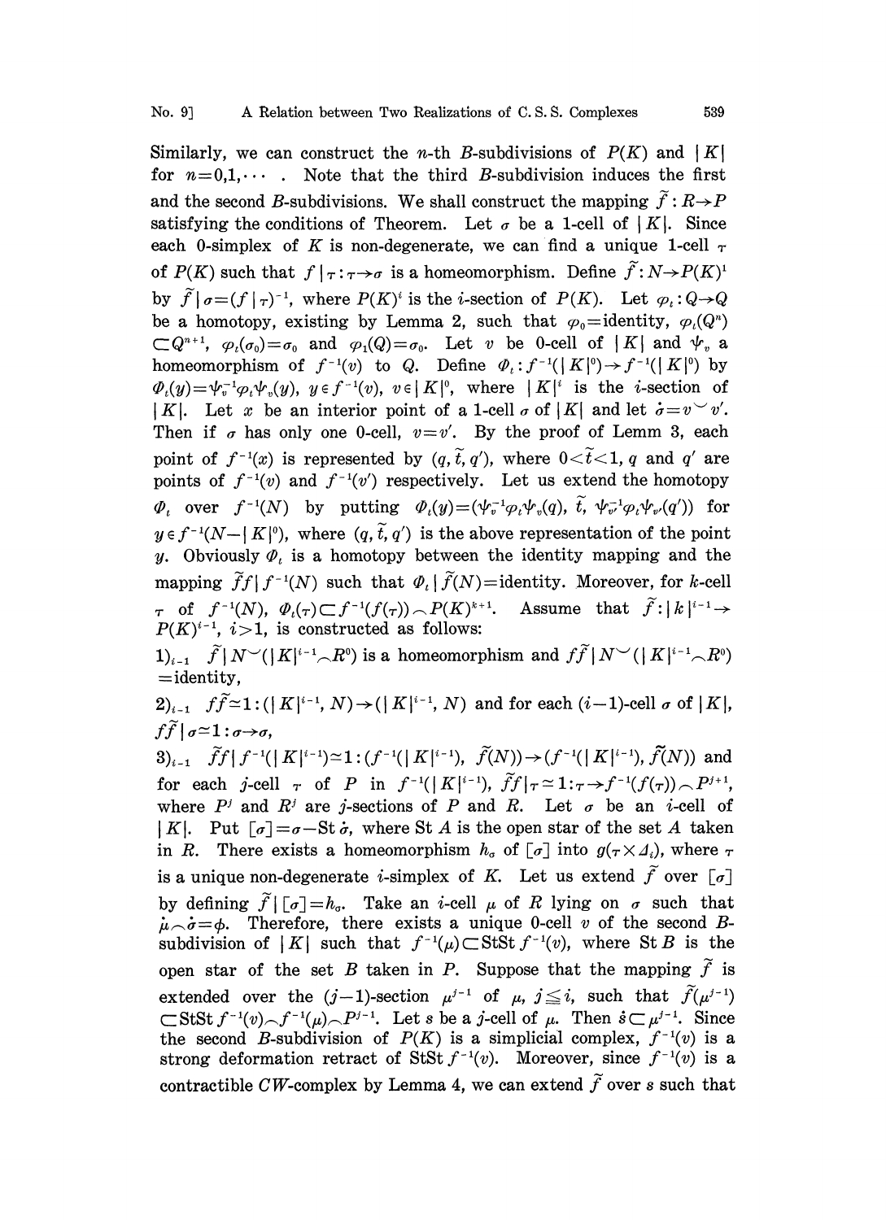Similarly, we can construct the $n$-th $B$-subdivisions of $P(K)$ and $|K|$ for $n=0,1,\cdots$. Note that the third $B$-subdivision induces the first and the second $B$-subdivisions. We shall construct the mapping $\tilde{f}: R\to P$ satisfying the conditions of Theorem. Let $\sigma$ be a 1-cell of $|K|$. Since each 0-simplex of $K$ is non-degenerate, we can find a unique 1-cell $\tau$ of $P(K)$ such that $f|\tau:\tau\to\sigma$ is a homeomorphism. Define $\tilde{f}: N\to P(K)^1$ by $\tilde{f}|\sigma=(f|\tau)^{-1}$, where $P(K)^i$ is the $i$-section of $P(K)$. Let $\varphi_t: Q\to Q$ be a homotopy, existing by Lemma 2, such that $\varphi_0=$identity, $\varphi_t(Q^n)\subset Q^{n+1}$, $\varphi_t(\sigma_0)=\sigma_0$ and $\varphi_1(Q)=\sigma_0$. Let $v$ be 0-cell of $|K|$ and $\psi_v$ a homeomorphism of $f^{-1}(v)$ to $Q$. Define $\Phi_t: f^{-1}(|K|^0)\to f^{-1}(|K|^0)$ by $\Phi_t(y)=\psi_v^{-1}\varphi_t\psi_v(y)$, $y\in f^{-1}(v)$, $v\in|K|^0$, where $|K|^i$ is the $i$-section of $|K|$. Let $x$ be an interior point of a 1-cell $\sigma$ of $|K|$ and let $\dot{\sigma}=v\smile v'$. Then if $\sigma$ has only one 0-cell, $v=v'$. By the proof of Lemm 3, each point of $f^{-1}(x)$ is represented by $(q,\tilde{t},q')$, where $0<\tilde{t}<1$, $q$ and $q'$ are points of $f^{-1}(v)$ and $f^{-1}(v')$ respectively. Let us extend the homotopy $\Phi_t$ over $f^{-1}(N)$ by putting $\Phi_t(y)=(\psi_v^{-1}\varphi_t\psi_v(q),\ \tilde{t},\ \psi_{v'}^{-1}\varphi_t\psi_{v'}(q'))$ for $y\in f^{-1}(N-|K|^0)$, where $(q,\tilde{t},q')$ is the above representation of the point $y$. Obviously $\Phi_t$ is a homotopy between the identity mapping and the mapping $\tilde{f}f|f^{-1}(N)$ such that $\Phi_t|\tilde{f}(N)=$identity. Moreover, for $k$-cell $\tau$ of $f^{-1}(N)$, $\Phi_t(\tau)\subset f^{-1}(f(\tau))\frown P(K)^{k+1}$. Assume that $\tilde{f}:|k|^{i-1}\to P(K)^{i-1}$, $i>1$, is constructed as follows:

$1)_{i-1}$ $\tilde{f}|N\smile(|K|^{i-1}\frown R^0)$ is a homeomorphism and $f\tilde{f}|N\smile(|K|^{i-1}\frown R^0)$ $=$identity,

$2)_{i-1}$ $f\tilde{f}\simeq 1:(|K|^{i-1},N)\to(|K|^{i-1},N)$ and for each $(i-1)$-cell $\sigma$ of $|K|$, $f\tilde{f}|\sigma\simeq 1:\sigma\to\sigma$,

$3)_{i-1}$ $\tilde{f}f|f^{-1}(|K|^{i-1})\simeq 1:(f^{-1}(|K|^{i-1}),\tilde{f}(N))\to(f^{-1}(|K|^{i-1}),\tilde{f}(N))$ and for each $j$-cell $\tau$ of $P$ in $f^{-1}(|K|^{i-1})$, $\tilde{f}f|\tau\simeq 1:\tau\to f^{-1}(f(\tau))\frown P^{j+1}$, where $P^j$ and $R^j$ are $j$-sections of $P$ and $R$. Let $\sigma$ be an $i$-cell of $|K|$. Put $[\sigma]=\sigma-\mathrm{St}\,\dot{\sigma}$, where $\mathrm{St}\,A$ is the open star of the set $A$ taken in $R$. There exists a homeomorphism $h_\sigma$ of $[\sigma]$ into $g(\tau\times\Delta_i)$, where $\tau$ is a unique non-degenerate $i$-simplex of $K$. Let us extend $\tilde{f}$ over $[\sigma]$ by defining $\tilde{f}|[\sigma]=h_\sigma$. Take an $i$-cell $\mu$ of $R$ lying on $\sigma$ such that $\dot{\mu}\frown\dot{\sigma}=\phi$. Therefore, there exists a unique 0-cell $v$ of the second $B$-subdivision of $|K|$ such that $f^{-1}(\mu)\subset\mathrm{St}\mathrm{St}\,f^{-1}(v)$, where $\mathrm{St}\,B$ is the open star of the set $B$ taken in $P$. Suppose that the mapping $\tilde{f}$ is extended over the $(j-1)$-section $\mu^{j-1}$ of $\mu$, $j\leqq i$, such that $\tilde{f}(\mu^{j-1})\subset\mathrm{St}\mathrm{St}\,f^{-1}(v)\frown f^{-1}(\mu)\frown P^{j-1}$. Let $s$ be a $j$-cell of $\mu$. Then $\dot{s}\subset\mu^{j-1}$. Since the second $B$-subdivision of $P(K)$ is a simplicial complex, $f^{-1}(v)$ is a strong deformation retract of $\mathrm{St}\mathrm{St}\,f^{-1}(v)$. Moreover, since $f^{-1}(v)$ is a contractible $CW$-complex by Lemma 4, we can extend $\tilde{f}$ over $s$ such that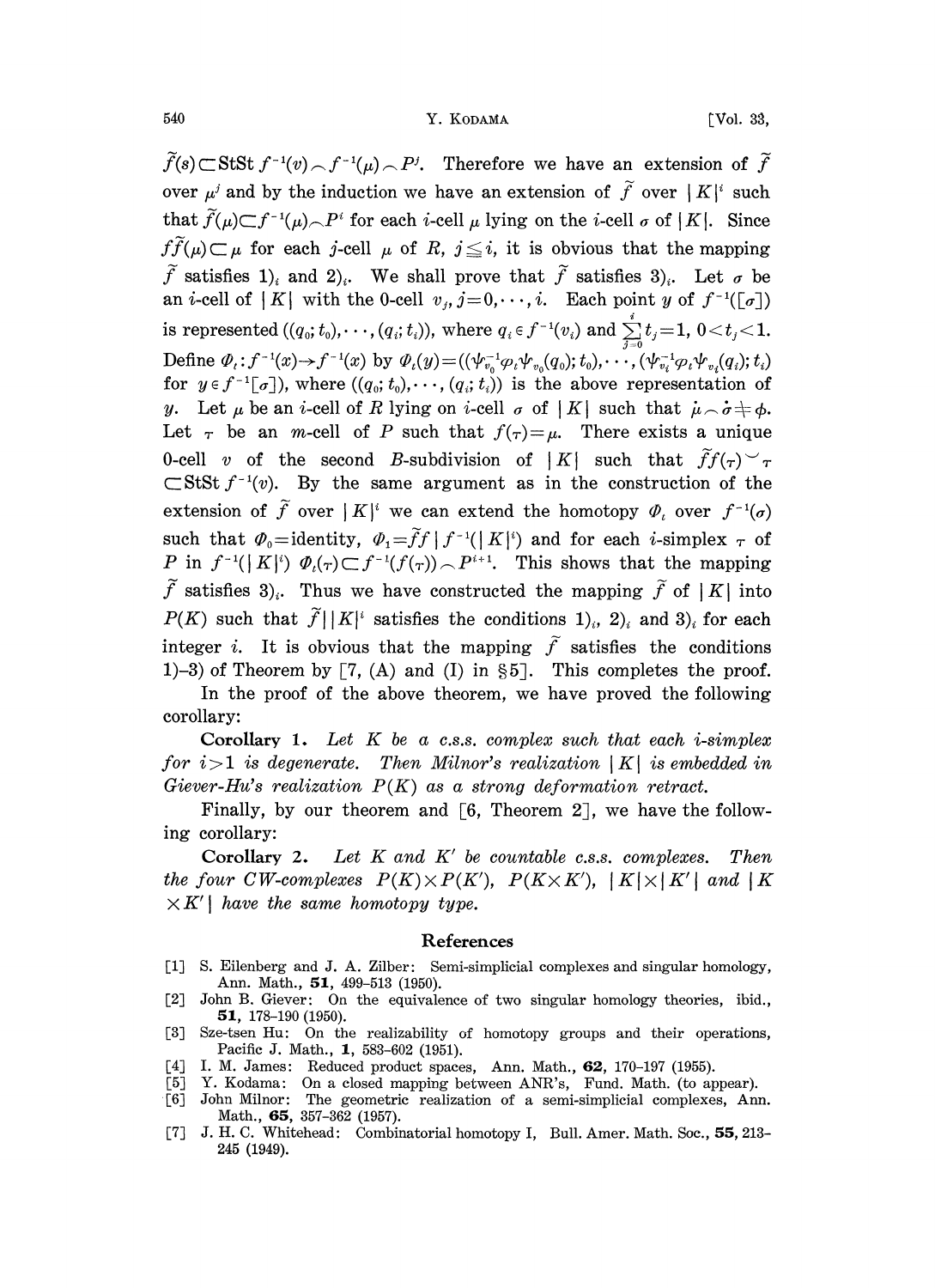$\tilde{f}(s) \subset \text{StSt}\, f^{-1}(v) \frown f^{-1}(\mu) \frown P^j$. Therefore we have an extension of $\tilde{f}$ over $\mu^j$ and by the induction we have an extension of $\tilde{f}$ over $|K|^i$ such that $\tilde{f}(\mu) \subset f^{-1}(\mu) \frown P^i$ for each $i$-cell $\mu$ lying on the $i$-cell $\sigma$ of $|K|$. Since $f\tilde{f}(\mu) \subset \mu$ for each $j$-cell $\mu$ of $R$, $j \leqq i$, it is obvious that the mapping $\tilde{f}$ satisfies $1)_i$ and $2)_i$. We shall prove that $\tilde{f}$ satisfies $3)_i$. Let $\sigma$ be an $i$-cell of $|K|$ with the 0-cell $v_j$, $j=0,\cdots,i$. Each point $y$ of $f^{-1}([\sigma])$ is represented $((q_0; t_0),\cdots,(q_i; t_i))$, where $q_i \in f^{-1}(v_i)$ and $\sum_{j=0}^{i} t_j = 1$, $0 < t_j < 1$. Define $\Phi_t : f^{-1}(x) \to f^{-1}(x)$ by $\Phi_t(y) = ((\psi_{v_0}^{-1}\varphi_t\psi_{v_0}(q_0); t_0),\cdots,(\psi_{v_i}^{-1}\varphi_t\psi_{v_i}(q_i); t_i))$ for $y \in f^{-1}[\sigma])$, where $((q_0; t_0),\cdots,(q_i; t_i))$ is the above representation of $y$. Let $\mu$ be an $i$-cell of $R$ lying on $i$-cell $\sigma$ of $|K|$ such that $\dot{\mu} \frown \dot{\sigma} \neq \phi$. Let $\tau$ be an $m$-cell of $P$ such that $f(\tau) = \mu$. There exists a unique 0-cell $v$ of the second $B$-subdivision of $|K|$ such that $\tilde{f}f(\tau) \smile \tau \subset \text{StSt}\, f^{-1}(v)$. By the same argument as in the construction of the extension of $\tilde{f}$ over $|K|^i$ we can extend the homotopy $\Phi_t$ over $f^{-1}(\sigma)$ such that $\Phi_0 = $ identity, $\Phi_1 = \tilde{f}f \mid f^{-1}(|K|^i)$ and for each $i$-simplex $\tau$ of $P$ in $f^{-1}(|K|^i)$ $\Phi_t(\tau) \subset f^{-1}(f(\tau)) \frown P^{i+1}$. This shows that the mapping $\tilde{f}$ satisfies $3)_i$. Thus we have constructed the mapping $\tilde{f}$ of $|K|$ into $P(K)$ such that $\tilde{f} \mid |K|^i$ satisfies the conditions $1)_i$, $2)_i$ and $3)_i$ for each integer $i$. It is obvious that the mapping $\tilde{f}$ satisfies the conditions 1)–3) of Theorem by [7, (A) and (I) in §5]. This completes the proof.

In the proof of the above theorem, we have proved the following corollary:

**Corollary 1.** *Let $K$ be a c.s.s. complex such that each $i$-simplex for $i > 1$ is degenerate. Then Milnor's realization $|K|$ is embedded in Giever-Hu's realization $P(K)$ as a strong deformation retract.*

Finally, by our theorem and [6, Theorem 2], we have the following corollary:

**Corollary 2.** *Let $K$ and $K'$ be countable c.s.s. complexes. Then the four CW-complexes $P(K) \times P(K')$, $P(K \times K')$, $|K| \times |K'|$ and $|K \times K'|$ have the same homotopy type.*

## References

[1] S. Eilenberg and J. A. Zilber: Semi-simplicial complexes and singular homology, Ann. Math., **51**, 499–513 (1950).

[2] John B. Giever: On the equivalence of two singular homology theories, ibid., **51**, 178–190 (1950).

[3] Sze-tsen Hu: On the realizability of homotopy groups and their operations, Pacific J. Math., **1**, 583–602 (1951).

[4] I. M. James: Reduced product spaces, Ann. Math., **62**, 170–197 (1955).

[5] Y. Kodama: On a closed mapping between ANR's, Fund. Math. (to appear).

[6] John Milnor: The geometric realization of a semi-simplicial complexes, Ann. Math., **65**, 357–362 (1957).

[7] J. H. C. Whitehead: Combinatorial homotopy I, Bull. Amer. Math. Soc., **55**, 213–245 (1949).